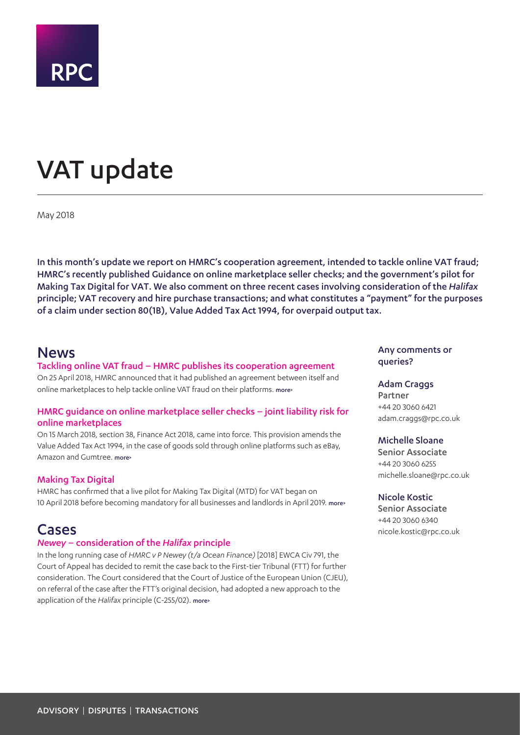RPC

# VAT update

May 2018

**In this month's update we report on HMRC's cooperation agreement, intended to tackle online VAT fraud; HMRC's recently published Guidance on online marketplace seller checks; and the government's pilot for Making Tax Digital for VAT. We also comment on three recent cases involving consideration of the *Halifax* principle; VAT recovery and hire purchase transactions; and what constitutes a "payment" for the purposes of a claim under section 80(1B), Value Added Tax Act 1994, for overpaid output tax.**

## News

### Tackling online VAT fraud – HMRC publishes its cooperation agreement

On 25 April 2018, HMRC announced that it had published an agreement between itself and online marketplaces to help tackle online VAT fraud on their platforms. more›

### HMRC guidance on online marketplace seller checks – joint liability risk for online marketplaces

On 15 March 2018, section 38, Finance Act 2018, came into force. This provision amends the Value Added Tax Act 1994, in the case of goods sold through online platforms such as eBay, Amazon and Gumtree. more›

### Making Tax Digital

HMRC has confirmed that a live pilot for Making Tax Digital (MTD) for VAT began on 10 April 2018 before becoming mandatory for all businesses and landlords in April 2019. more›

## Cases

### *Newey* – consideration of the *Halifax* principle

In the long running case of *HMRC v P Newey (t/a Ocean Finance)* [2018] EWCA Civ 791, the Court of Appeal has decided to remit the case back to the First-tier Tribunal (FTT) for further consideration. The Court considered that the Court of Justice of the European Union (CJEU), on referral of the case after the FTT's original decision, had adopted a new approach to the application of the *Halifax* principle (C-255/02). more›

**Any comments or queries?**

**Adam Craggs**
Partner
+44 20 3060 6421
adam.craggs@rpc.co.uk

**Michelle Sloane**
Senior Associate
+44 20 3060 6255
michelle.sloane@rpc.co.uk

**Nicole Kostic**
Senior Associate
+44 20 3060 6340
nicole.kostic@rpc.co.uk

ADVISORY | DISPUTES | TRANSACTIONS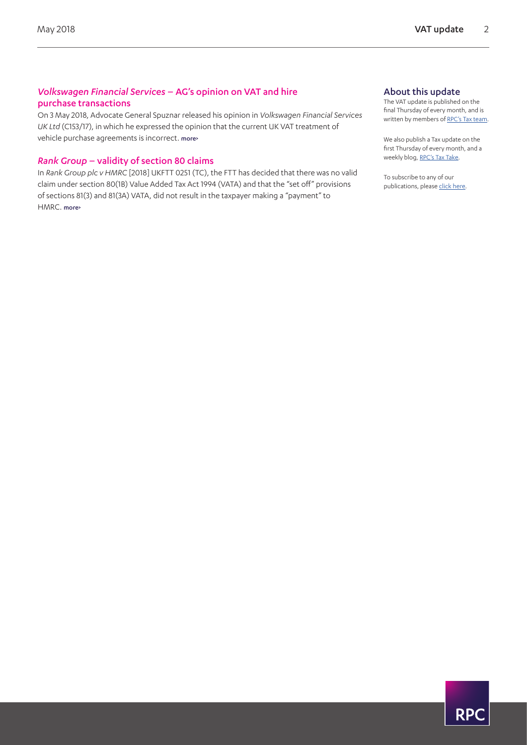## *Volkswagen Financial Services* – AG's opinion on VAT and hire purchase transactions

On 3 May 2018, Advocate General Spuznar released his opinion in *Volkswagen Financial Services UK Ltd* (C153/17), in which he expressed the opinion that the current UK VAT treatment of vehicle purchase agreements is incorrect. more>

## *Rank Group* – validity of section 80 claims

In *Rank Group plc v HMRC* [2018] UKFTT 0251 (TC), the FTT has decided that there was no valid claim under section 80(1B) Value Added Tax Act 1994 (VATA) and that the "set off" provisions of sections 81(3) and 81(3A) VATA, did not result in the taxpayer making a "payment" to HMRC. more>

### About this update

The VAT update is published on the final Thursday of every month, and is written by members of RPC's Tax team.

We also publish a Tax update on the first Thursday of every month, and a weekly blog, RPC's Tax Take.

To subscribe to any of our publications, please click here.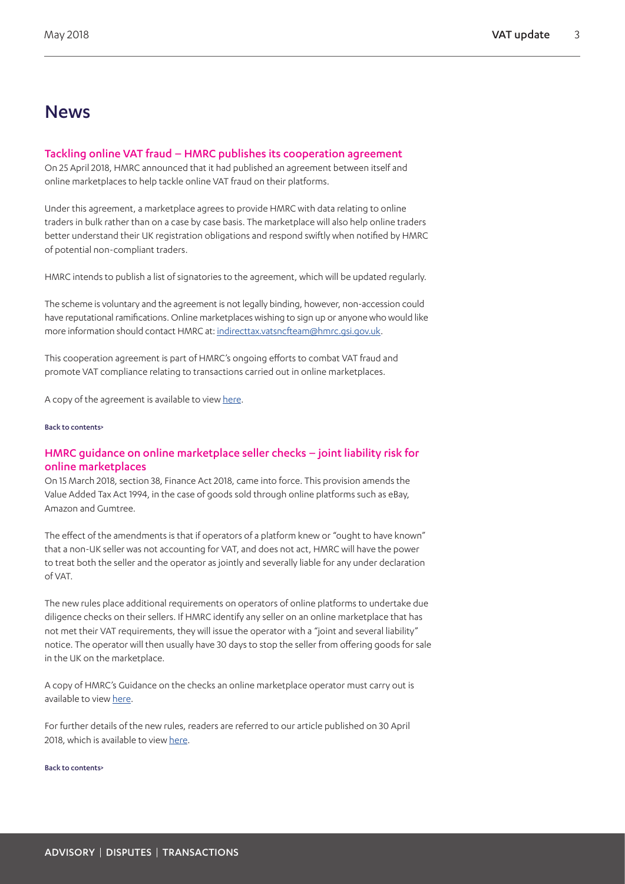# News

## Tackling online VAT fraud – HMRC publishes its cooperation agreement

On 25 April 2018, HMRC announced that it had published an agreement between itself and online marketplaces to help tackle online VAT fraud on their platforms.

Under this agreement, a marketplace agrees to provide HMRC with data relating to online traders in bulk rather than on a case by case basis. The marketplace will also help online traders better understand their UK registration obligations and respond swiftly when notified by HMRC of potential non-compliant traders.

HMRC intends to publish a list of signatories to the agreement, which will be updated regularly.

The scheme is voluntary and the agreement is not legally binding, however, non-accession could have reputational ramifications. Online marketplaces wishing to sign up or anyone who would like more information should contact HMRC at: indirecttax.vatsncfteam@hmrc.gsi.gov.uk.

This cooperation agreement is part of HMRC's ongoing efforts to combat VAT fraud and promote VAT compliance relating to transactions carried out in online marketplaces.

A copy of the agreement is available to view here.

Back to contents>

## HMRC guidance on online marketplace seller checks – joint liability risk for online marketplaces

On 15 March 2018, section 38, Finance Act 2018, came into force. This provision amends the Value Added Tax Act 1994, in the case of goods sold through online platforms such as eBay, Amazon and Gumtree.

The effect of the amendments is that if operators of a platform knew or "ought to have known" that a non-UK seller was not accounting for VAT, and does not act, HMRC will have the power to treat both the seller and the operator as jointly and severally liable for any under declaration of VAT.

The new rules place additional requirements on operators of online platforms to undertake due diligence checks on their sellers. If HMRC identify any seller on an online marketplace that has not met their VAT requirements, they will issue the operator with a "joint and several liability" notice. The operator will then usually have 30 days to stop the seller from offering goods for sale in the UK on the marketplace.

A copy of HMRC's Guidance on the checks an online marketplace operator must carry out is available to view here.

For further details of the new rules, readers are referred to our article published on 30 April 2018, which is available to view here.

Back to contents>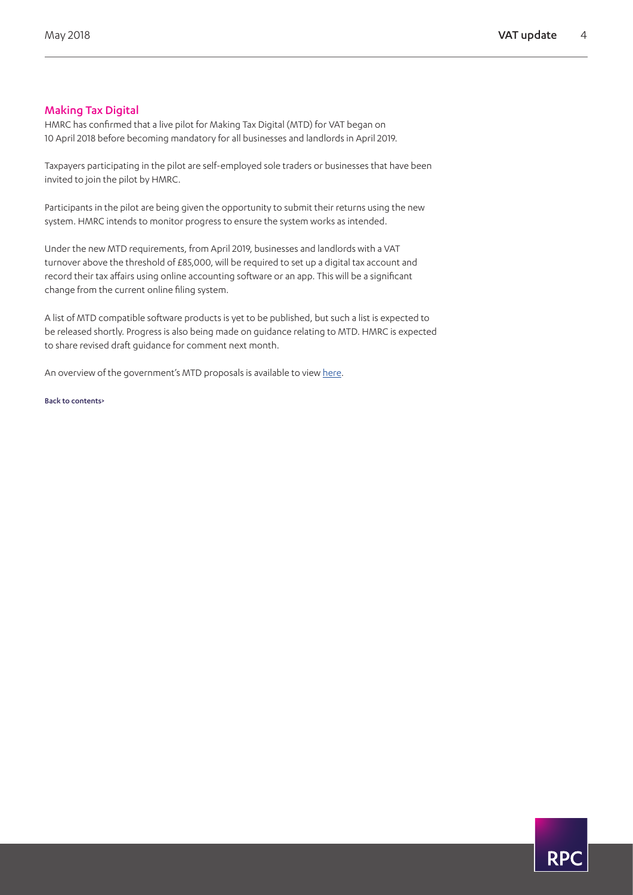## Making Tax Digital

HMRC has confirmed that a live pilot for Making Tax Digital (MTD) for VAT began on 10 April 2018 before becoming mandatory for all businesses and landlords in April 2019.

Taxpayers participating in the pilot are self-employed sole traders or businesses that have been invited to join the pilot by HMRC.

Participants in the pilot are being given the opportunity to submit their returns using the new system. HMRC intends to monitor progress to ensure the system works as intended.

Under the new MTD requirements, from April 2019, businesses and landlords with a VAT turnover above the threshold of £85,000, will be required to set up a digital tax account and record their tax affairs using online accounting software or an app. This will be a significant change from the current online filing system.

A list of MTD compatible software products is yet to be published, but such a list is expected to be released shortly. Progress is also being made on guidance relating to MTD. HMRC is expected to share revised draft guidance for comment next month.

An overview of the government's MTD proposals is available to view here.

Back to contents>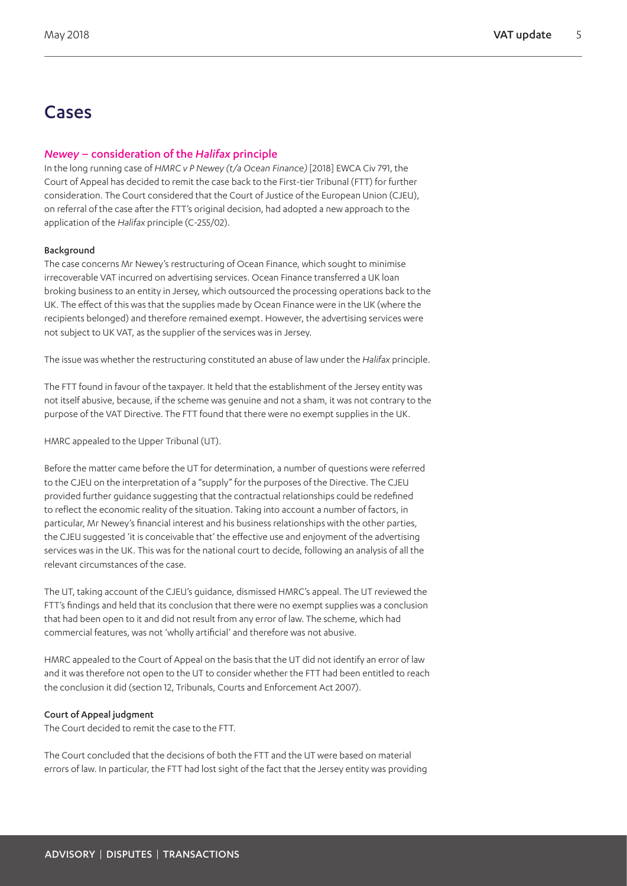# Cases

## *Newey* – consideration of the *Halifax* principle

In the long running case of *HMRC v P Newey (t/a Ocean Finance)* [2018] EWCA Civ 791, the Court of Appeal has decided to remit the case back to the First-tier Tribunal (FTT) for further consideration. The Court considered that the Court of Justice of the European Union (CJEU), on referral of the case after the FTT's original decision, had adopted a new approach to the application of the *Halifax* principle (C-255/02).

### Background

The case concerns Mr Newey's restructuring of Ocean Finance, which sought to minimise irrecoverable VAT incurred on advertising services. Ocean Finance transferred a UK loan broking business to an entity in Jersey, which outsourced the processing operations back to the UK. The effect of this was that the supplies made by Ocean Finance were in the UK (where the recipients belonged) and therefore remained exempt. However, the advertising services were not subject to UK VAT, as the supplier of the services was in Jersey.

The issue was whether the restructuring constituted an abuse of law under the *Halifax* principle.

The FTT found in favour of the taxpayer. It held that the establishment of the Jersey entity was not itself abusive, because, if the scheme was genuine and not a sham, it was not contrary to the purpose of the VAT Directive. The FTT found that there were no exempt supplies in the UK.

HMRC appealed to the Upper Tribunal (UT).

Before the matter came before the UT for determination, a number of questions were referred to the CJEU on the interpretation of a "supply" for the purposes of the Directive. The CJEU provided further guidance suggesting that the contractual relationships could be redefined to reflect the economic reality of the situation. Taking into account a number of factors, in particular, Mr Newey's financial interest and his business relationships with the other parties, the CJEU suggested 'it is conceivable that' the effective use and enjoyment of the advertising services was in the UK. This was for the national court to decide, following an analysis of all the relevant circumstances of the case.

The UT, taking account of the CJEU's guidance, dismissed HMRC's appeal. The UT reviewed the FTT's findings and held that its conclusion that there were no exempt supplies was a conclusion that had been open to it and did not result from any error of law. The scheme, which had commercial features, was not 'wholly artificial' and therefore was not abusive.

HMRC appealed to the Court of Appeal on the basis that the UT did not identify an error of law and it was therefore not open to the UT to consider whether the FTT had been entitled to reach the conclusion it did (section 12, Tribunals, Courts and Enforcement Act 2007).

### Court of Appeal judgment

The Court decided to remit the case to the FTT.

The Court concluded that the decisions of both the FTT and the UT were based on material errors of law. In particular, the FTT had lost sight of the fact that the Jersey entity was providing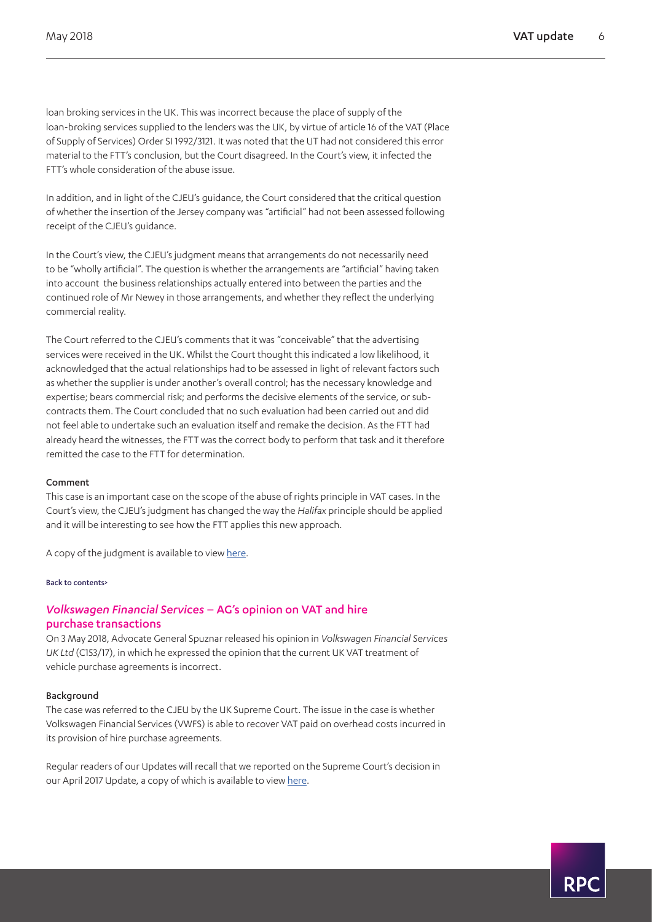loan broking services in the UK. This was incorrect because the place of supply of the loan-broking services supplied to the lenders was the UK, by virtue of article 16 of the VAT (Place of Supply of Services) Order SI 1992/3121. It was noted that the UT had not considered this error material to the FTT's conclusion, but the Court disagreed. In the Court's view, it infected the FTT's whole consideration of the abuse issue.

In addition, and in light of the CJEU's guidance, the Court considered that the critical question of whether the insertion of the Jersey company was "artificial" had not been assessed following receipt of the CJEU's guidance.

In the Court's view, the CJEU's judgment means that arrangements do not necessarily need to be "wholly artificial". The question is whether the arrangements are "artificial" having taken into account the business relationships actually entered into between the parties and the continued role of Mr Newey in those arrangements, and whether they reflect the underlying commercial reality.

The Court referred to the CJEU's comments that it was "conceivable" that the advertising services were received in the UK. Whilst the Court thought this indicated a low likelihood, it acknowledged that the actual relationships had to be assessed in light of relevant factors such as whether the supplier is under another's overall control; has the necessary knowledge and expertise; bears commercial risk; and performs the decisive elements of the service, or sub-contracts them. The Court concluded that no such evaluation had been carried out and did not feel able to undertake such an evaluation itself and remake the decision. As the FTT had already heard the witnesses, the FTT was the correct body to perform that task and it therefore remitted the case to the FTT for determination.

#### Comment

This case is an important case on the scope of the abuse of rights principle in VAT cases. In the Court's view, the CJEU's judgment has changed the way the *Halifax* principle should be applied and it will be interesting to see how the FTT applies this new approach.

A copy of the judgment is available to view [here](#).

[Back to contents>](#)

## *Volkswagen Financial Services* – AG's opinion on VAT and hire purchase transactions

On 3 May 2018, Advocate General Spuznar released his opinion in *Volkswagen Financial Services UK Ltd* (C153/17), in which he expressed the opinion that the current UK VAT treatment of vehicle purchase agreements is incorrect.

#### Background

The case was referred to the CJEU by the UK Supreme Court. The issue in the case is whether Volkswagen Financial Services (VWFS) is able to recover VAT paid on overhead costs incurred in its provision of hire purchase agreements.

Regular readers of our Updates will recall that we reported on the Supreme Court's decision in our April 2017 Update, a copy of which is available to view [here](#).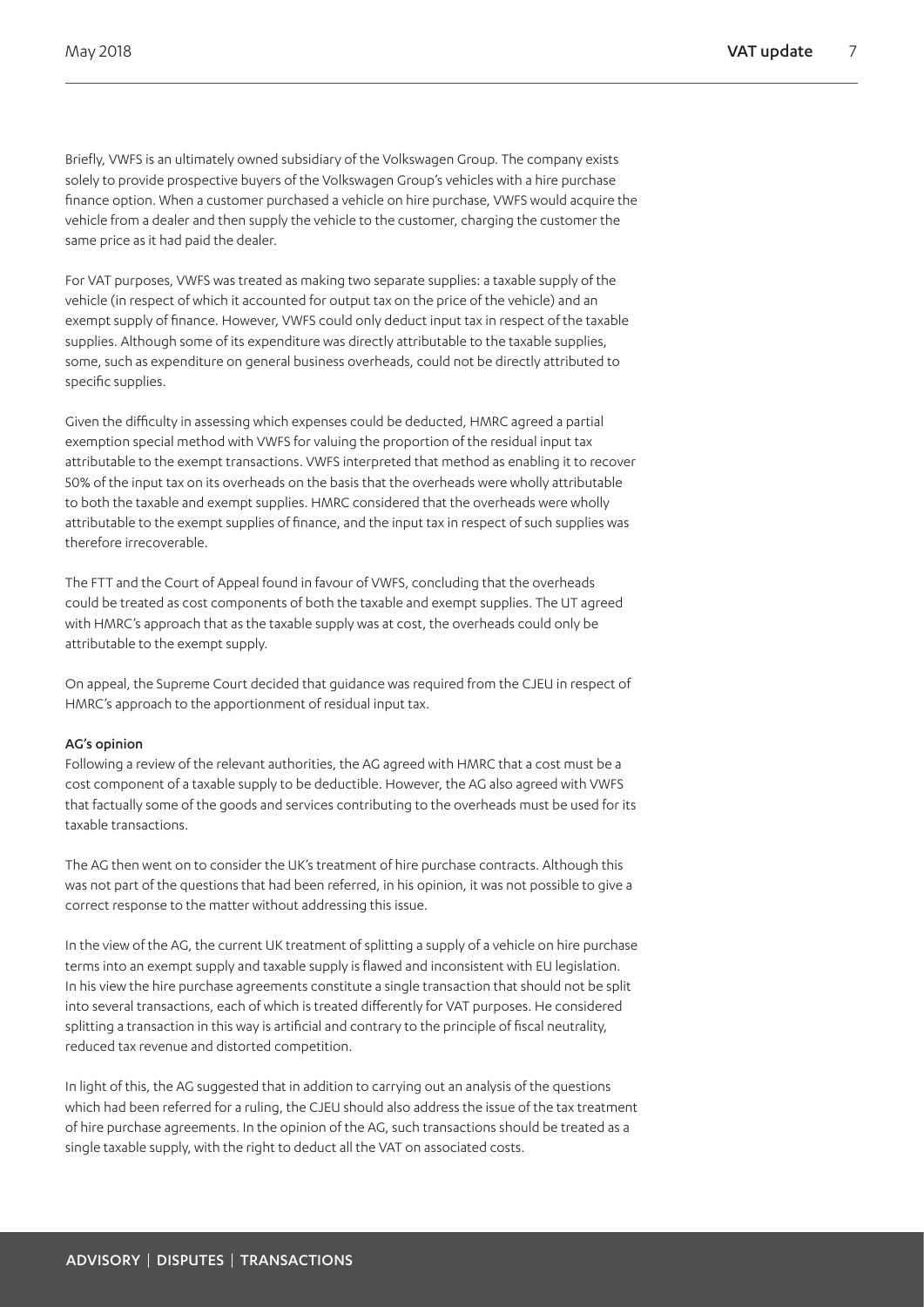Briefly, VWFS is an ultimately owned subsidiary of the Volkswagen Group. The company exists solely to provide prospective buyers of the Volkswagen Group's vehicles with a hire purchase finance option. When a customer purchased a vehicle on hire purchase, VWFS would acquire the vehicle from a dealer and then supply the vehicle to the customer, charging the customer the same price as it had paid the dealer.

For VAT purposes, VWFS was treated as making two separate supplies: a taxable supply of the vehicle (in respect of which it accounted for output tax on the price of the vehicle) and an exempt supply of finance. However, VWFS could only deduct input tax in respect of the taxable supplies. Although some of its expenditure was directly attributable to the taxable supplies, some, such as expenditure on general business overheads, could not be directly attributed to specific supplies.

Given the difficulty in assessing which expenses could be deducted, HMRC agreed a partial exemption special method with VWFS for valuing the proportion of the residual input tax attributable to the exempt transactions. VWFS interpreted that method as enabling it to recover 50% of the input tax on its overheads on the basis that the overheads were wholly attributable to both the taxable and exempt supplies. HMRC considered that the overheads were wholly attributable to the exempt supplies of finance, and the input tax in respect of such supplies was therefore irrecoverable.

The FTT and the Court of Appeal found in favour of VWFS, concluding that the overheads could be treated as cost components of both the taxable and exempt supplies. The UT agreed with HMRC's approach that as the taxable supply was at cost, the overheads could only be attributable to the exempt supply.

On appeal, the Supreme Court decided that guidance was required from the CJEU in respect of HMRC's approach to the apportionment of residual input tax.

**AG's opinion**

Following a review of the relevant authorities, the AG agreed with HMRC that a cost must be a cost component of a taxable supply to be deductible. However, the AG also agreed with VWFS that factually some of the goods and services contributing to the overheads must be used for its taxable transactions.

The AG then went on to consider the UK's treatment of hire purchase contracts. Although this was not part of the questions that had been referred, in his opinion, it was not possible to give a correct response to the matter without addressing this issue.

In the view of the AG, the current UK treatment of splitting a supply of a vehicle on hire purchase terms into an exempt supply and taxable supply is flawed and inconsistent with EU legislation. In his view the hire purchase agreements constitute a single transaction that should not be split into several transactions, each of which is treated differently for VAT purposes. He considered splitting a transaction in this way is artificial and contrary to the principle of fiscal neutrality, reduced tax revenue and distorted competition.

In light of this, the AG suggested that in addition to carrying out an analysis of the questions which had been referred for a ruling, the CJEU should also address the issue of the tax treatment of hire purchase agreements. In the opinion of the AG, such transactions should be treated as a single taxable supply, with the right to deduct all the VAT on associated costs.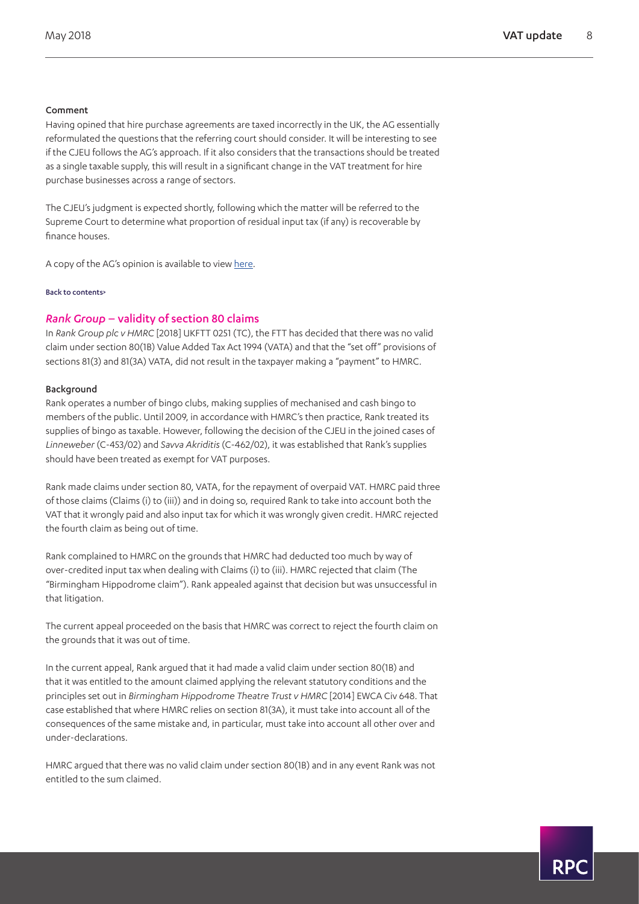#### Comment

Having opined that hire purchase agreements are taxed incorrectly in the UK, the AG essentially reformulated the questions that the referring court should consider. It will be interesting to see if the CJEU follows the AG's approach. If it also considers that the transactions should be treated as a single taxable supply, this will result in a significant change in the VAT treatment for hire purchase businesses across a range of sectors.

The CJEU's judgment is expected shortly, following which the matter will be referred to the Supreme Court to determine what proportion of residual input tax (if any) is recoverable by finance houses.

A copy of the AG's opinion is available to view here.

Back to contents>

### *Rank Group* – validity of section 80 claims

In *Rank Group plc v HMRC* [2018] UKFTT 0251 (TC), the FTT has decided that there was no valid claim under section 80(1B) Value Added Tax Act 1994 (VATA) and that the "set off" provisions of sections 81(3) and 81(3A) VATA, did not result in the taxpayer making a "payment" to HMRC.

#### Background

Rank operates a number of bingo clubs, making supplies of mechanised and cash bingo to members of the public. Until 2009, in accordance with HMRC's then practice, Rank treated its supplies of bingo as taxable. However, following the decision of the CJEU in the joined cases of *Linneweber* (C-453/02) and *Savva Akriditis* (C-462/02), it was established that Rank's supplies should have been treated as exempt for VAT purposes.

Rank made claims under section 80, VATA, for the repayment of overpaid VAT. HMRC paid three of those claims (Claims (i) to (iii)) and in doing so, required Rank to take into account both the VAT that it wrongly paid and also input tax for which it was wrongly given credit. HMRC rejected the fourth claim as being out of time.

Rank complained to HMRC on the grounds that HMRC had deducted too much by way of over-credited input tax when dealing with Claims (i) to (iii). HMRC rejected that claim (The "Birmingham Hippodrome claim"). Rank appealed against that decision but was unsuccessful in that litigation.

The current appeal proceeded on the basis that HMRC was correct to reject the fourth claim on the grounds that it was out of time.

In the current appeal, Rank argued that it had made a valid claim under section 80(1B) and that it was entitled to the amount claimed applying the relevant statutory conditions and the principles set out in *Birmingham Hippodrome Theatre Trust v HMRC* [2014] EWCA Civ 648. That case established that where HMRC relies on section 81(3A), it must take into account all of the consequences of the same mistake and, in particular, must take into account all other over and under-declarations.

HMRC argued that there was no valid claim under section 80(1B) and in any event Rank was not entitled to the sum claimed.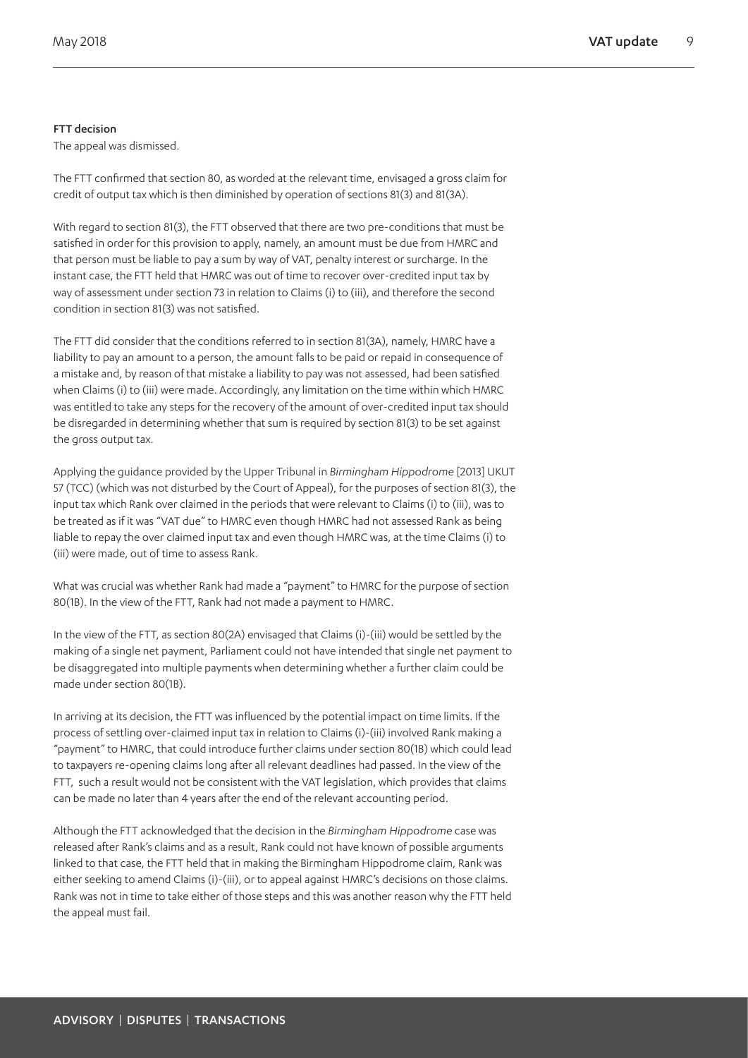**FTT decision**

The appeal was dismissed.

The FTT confirmed that section 80, as worded at the relevant time, envisaged a gross claim for credit of output tax which is then diminished by operation of sections 81(3) and 81(3A).

With regard to section 81(3), the FTT observed that there are two pre-conditions that must be satisfied in order for this provision to apply, namely, an amount must be due from HMRC and that person must be liable to pay a sum by way of VAT, penalty interest or surcharge. In the instant case, the FTT held that HMRC was out of time to recover over-credited input tax by way of assessment under section 73 in relation to Claims (i) to (iii), and therefore the second condition in section 81(3) was not satisfied.

The FTT did consider that the conditions referred to in section 81(3A), namely, HMRC have a liability to pay an amount to a person, the amount falls to be paid or repaid in consequence of a mistake and, by reason of that mistake a liability to pay was not assessed, had been satisfied when Claims (i) to (iii) were made. Accordingly, any limitation on the time within which HMRC was entitled to take any steps for the recovery of the amount of over-credited input tax should be disregarded in determining whether that sum is required by section 81(3) to be set against the gross output tax.

Applying the guidance provided by the Upper Tribunal in *Birmingham Hippodrome* [2013] UKUT 57 (TCC) (which was not disturbed by the Court of Appeal), for the purposes of section 81(3), the input tax which Rank over claimed in the periods that were relevant to Claims (i) to (iii), was to be treated as if it was "VAT due" to HMRC even though HMRC had not assessed Rank as being liable to repay the over claimed input tax and even though HMRC was, at the time Claims (i) to (iii) were made, out of time to assess Rank.

What was crucial was whether Rank had made a "payment" to HMRC for the purpose of section 80(1B). In the view of the FTT, Rank had not made a payment to HMRC.

In the view of the FTT, as section 80(2A) envisaged that Claims (i)-(iii) would be settled by the making of a single net payment, Parliament could not have intended that single net payment to be disaggregated into multiple payments when determining whether a further claim could be made under section 80(1B).

In arriving at its decision, the FTT was influenced by the potential impact on time limits. If the process of settling over-claimed input tax in relation to Claims (i)-(iii) involved Rank making a "payment" to HMRC, that could introduce further claims under section 80(1B) which could lead to taxpayers re-opening claims long after all relevant deadlines had passed. In the view of the FTT, such a result would not be consistent with the VAT legislation, which provides that claims can be made no later than 4 years after the end of the relevant accounting period.

Although the FTT acknowledged that the decision in the *Birmingham Hippodrome* case was released after Rank's claims and as a result, Rank could not have known of possible arguments linked to that case, the FTT held that in making the Birmingham Hippodrome claim, Rank was either seeking to amend Claims (i)-(iii), or to appeal against HMRC's decisions on those claims. Rank was not in time to take either of those steps and this was another reason why the FTT held the appeal must fail.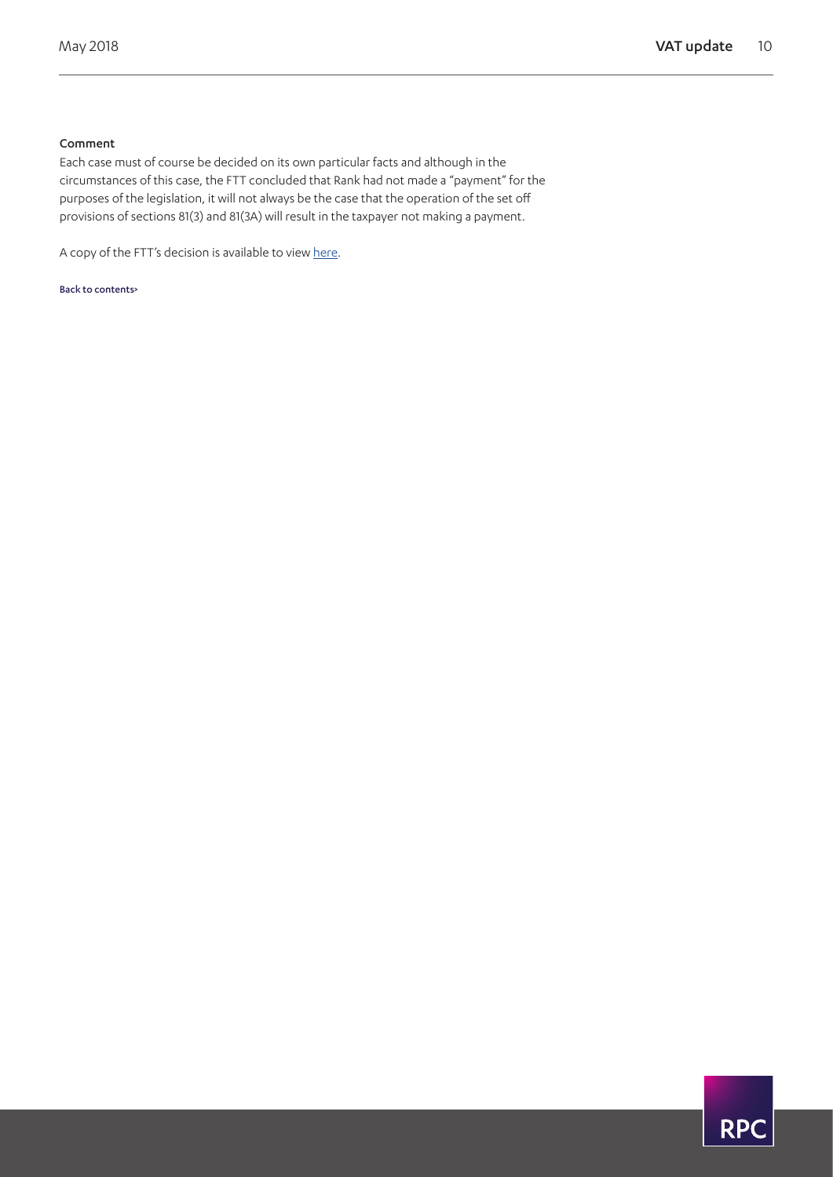### Comment

Each case must of course be decided on its own particular facts and although in the circumstances of this case, the FTT concluded that Rank had not made a "payment" for the purposes of the legislation, it will not always be the case that the operation of the set off provisions of sections 81(3) and 81(3A) will result in the taxpayer not making a payment.

A copy of the FTT's decision is available to view here.

Back to contents>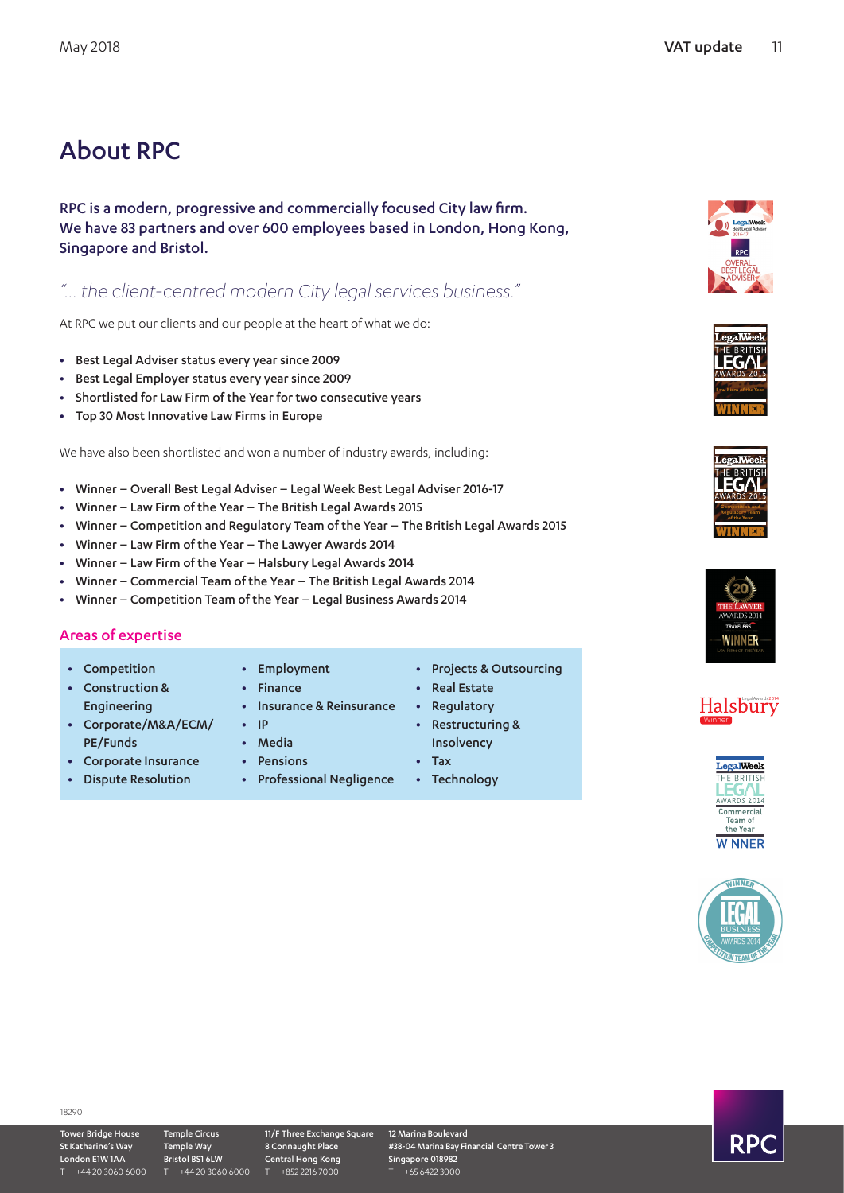# About RPC

**RPC is a modern, progressive and commercially focused City law firm. We have 83 partners and over 600 employees based in London, Hong Kong, Singapore and Bristol.**

*"... the client-centred modern City legal services business."*

At RPC we put our clients and our people at the heart of what we do:

- Best Legal Adviser status every year since 2009
- Best Legal Employer status every year since 2009
- Shortlisted for Law Firm of the Year for two consecutive years
- Top 30 Most Innovative Law Firms in Europe

We have also been shortlisted and won a number of industry awards, including:

- Winner – Overall Best Legal Adviser – Legal Week Best Legal Adviser 2016-17
- Winner – Law Firm of the Year – The British Legal Awards 2015
- Winner – Competition and Regulatory Team of the Year – The British Legal Awards 2015
- Winner – Law Firm of the Year – The Lawyer Awards 2014
- Winner – Law Firm of the Year – Halsbury Legal Awards 2014
- Winner – Commercial Team of the Year – The British Legal Awards 2014
- Winner – Competition Team of the Year – Legal Business Awards 2014

## Areas of expertise

- Competition
- Construction & Engineering
- Corporate/M&A/ECM/PE/Funds
- Corporate Insurance
- Dispute Resolution
- Employment
- Finance
- Insurance & Reinsurance
- IP
- Media
- Pensions
- Professional Negligence
- Projects & Outsourcing
- Real Estate
- Regulatory
- Restructuring & Insolvency
- Tax
- Technology

18290

Tower Bridge House
St Katharine's Way
London E1W 1AA
T +44 20 3060 6000

Temple Circus
Temple Way
Bristol BS1 6LW
T +44 20 3060 6000

11/F Three Exchange Square
8 Connaught Place
Central Hong Kong
T +852 2216 7000

12 Marina Boulevard
#38-04 Marina Bay Financial Centre Tower 3
Singapore 018982
T +65 6422 3000